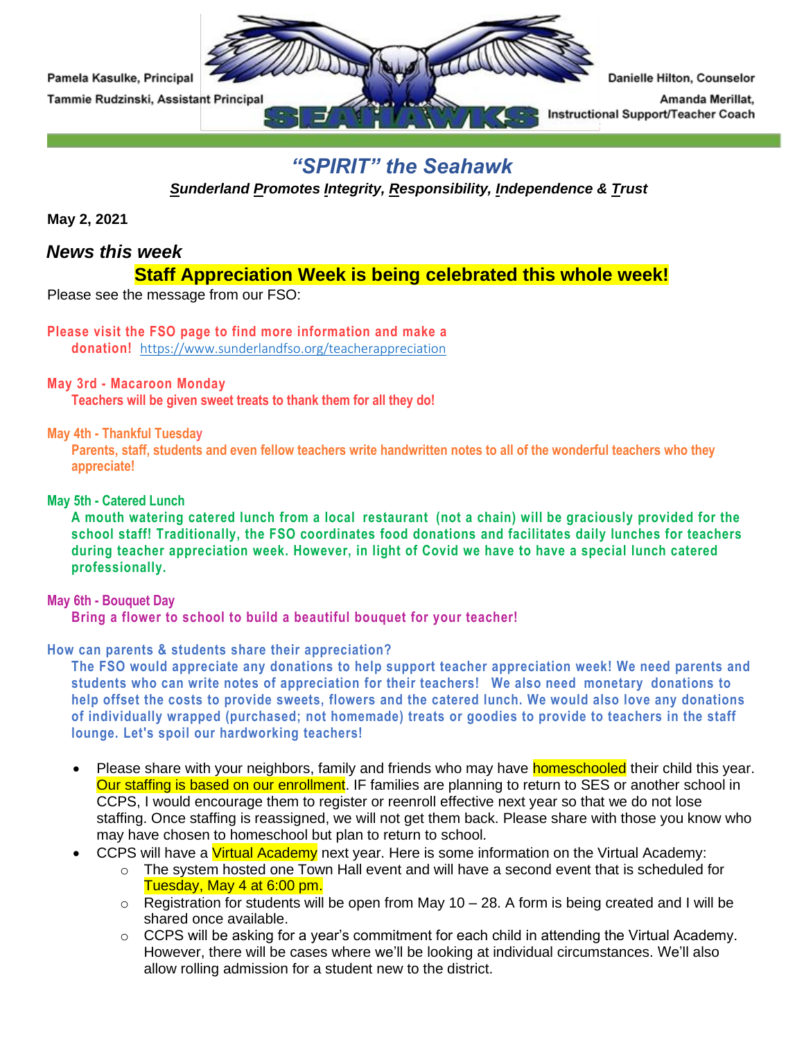Pamela Kasulke, Principal

Tammie Rudzinski, Assistant Principal

Danielle Hilton, Counselor

Amanda Merillat, Instructional Support/Teacher Coach

SEAHAWKS

## *"SPIRIT" the Seahawk*

***Sunderland Promotes Integrity, Responsibility, Independence & Trust***

**May 2, 2021**

### *News this week*

**Staff Appreciation Week is being celebrated this whole week!**

Please see the message from our FSO:

**Please visit the FSO page to find more information and make a donation!** https://www.sunderlandfso.org/teacherappreciation

**May 3rd - Macaroon Monday**
**Teachers will be given sweet treats to thank them for all they do!**

**May 4th - Thankful Tuesday**
**Parents, staff, students and even fellow teachers write handwritten notes to all of the wonderful teachers who they appreciate!**

**May 5th - Catered Lunch**
**A mouth watering catered lunch from a local restaurant (not a chain) will be graciously provided for the school staff! Traditionally, the FSO coordinates food donations and facilitates daily lunches for teachers during teacher appreciation week. However, in light of Covid we have to have a special lunch catered professionally.**

**May 6th - Bouquet Day**
**Bring a flower to school to build a beautiful bouquet for your teacher!**

**How can parents & students share their appreciation?**
**The FSO would appreciate any donations to help support teacher appreciation week! We need parents and students who can write notes of appreciation for their teachers! We also need monetary donations to help offset the costs to provide sweets, flowers and the catered lunch. We would also love any donations of individually wrapped (purchased; not homemade) treats or goodies to provide to teachers in the staff lounge. Let's spoil our hardworking teachers!**

- Please share with your neighbors, family and friends who may have homeschooled their child this year. Our staffing is based on our enrollment. IF families are planning to return to SES or another school in CCPS, I would encourage them to register or reenroll effective next year so that we do not lose staffing. Once staffing is reassigned, we will not get them back. Please share with those you know who may have chosen to homeschool but plan to return to school.
- CCPS will have a Virtual Academy next year. Here is some information on the Virtual Academy:
  - The system hosted one Town Hall event and will have a second event that is scheduled for Tuesday, May 4 at 6:00 pm.
  - Registration for students will be open from May 10 – 28. A form is being created and I will be shared once available.
  - CCPS will be asking for a year's commitment for each child in attending the Virtual Academy. However, there will be cases where we'll be looking at individual circumstances. We'll also allow rolling admission for a student new to the district.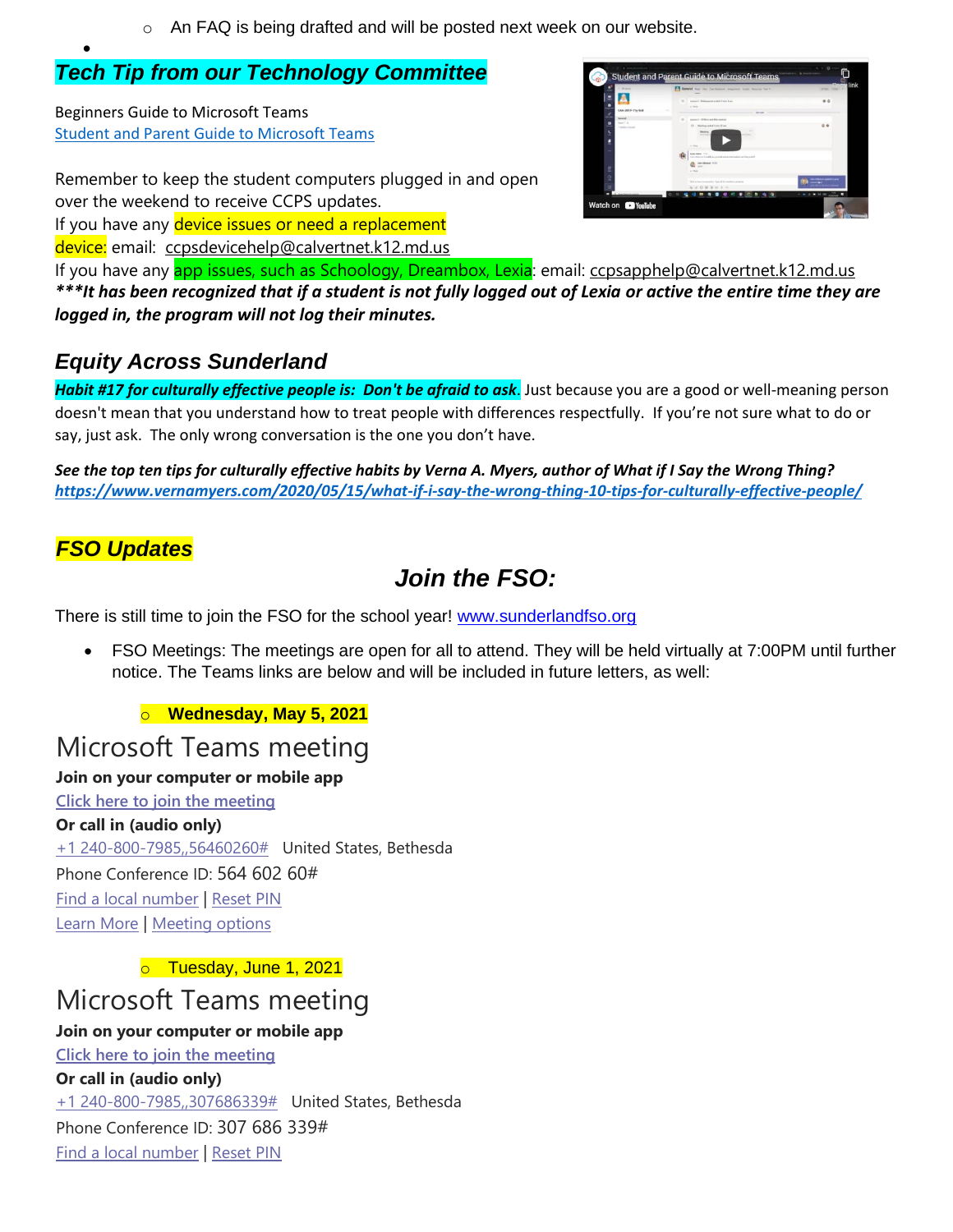- An FAQ is being drafted and will be posted next week on our website.

## *Tech Tip from our Technology Committee*

Beginners Guide to Microsoft Teams
[Student and Parent Guide to Microsoft Teams]

Remember to keep the student computers plugged in and open over the weekend to receive CCPS updates.
If you have any device issues or need a replacement device: email: ccpsdevicehelp@calvertnet.k12.md.us
If you have any app issues, such as Schoology, Dreambox, Lexia: email: ccpsapphelp@calvertnet.k12.md.us
***\*\*\*It has been recognized that if a student is not fully logged out of Lexia or active the entire time they are logged in, the program will not log their minutes.***

## *Equity Across Sunderland*

***Habit #17 for culturally effective people is: Don't be afraid to ask***. Just because you are a good or well-meaning person doesn't mean that you understand how to treat people with differences respectfully. If you're not sure what to do or say, just ask. The only wrong conversation is the one you don't have.

***See the top ten tips for culturally effective habits by Verna A. Myers, author of What if I Say the Wrong Thing?***
***https://www.vernamyers.com/2020/05/15/what-if-i-say-the-wrong-thing-10-tips-for-culturally-effective-people/***

## *FSO Updates*

### *Join the FSO:*

There is still time to join the FSO for the school year! www.sunderlandfso.org

- FSO Meetings: The meetings are open for all to attend. They will be held virtually at 7:00PM until further notice. The Teams links are below and will be included in future letters, as well:
  - **Wednesday, May 5, 2021**

Microsoft Teams meeting

**Join on your computer or mobile app**
Click here to join the meeting
**Or call in (audio only)**
+1 240-800-7985,,56460260# United States, Bethesda
Phone Conference ID: 564 602 60#
Find a local number | Reset PIN
Learn More | Meeting options

  - Tuesday, June 1, 2021

Microsoft Teams meeting

**Join on your computer or mobile app**
Click here to join the meeting
**Or call in (audio only)**
+1 240-800-7985,,307686339# United States, Bethesda
Phone Conference ID: 307 686 339#
Find a local number | Reset PIN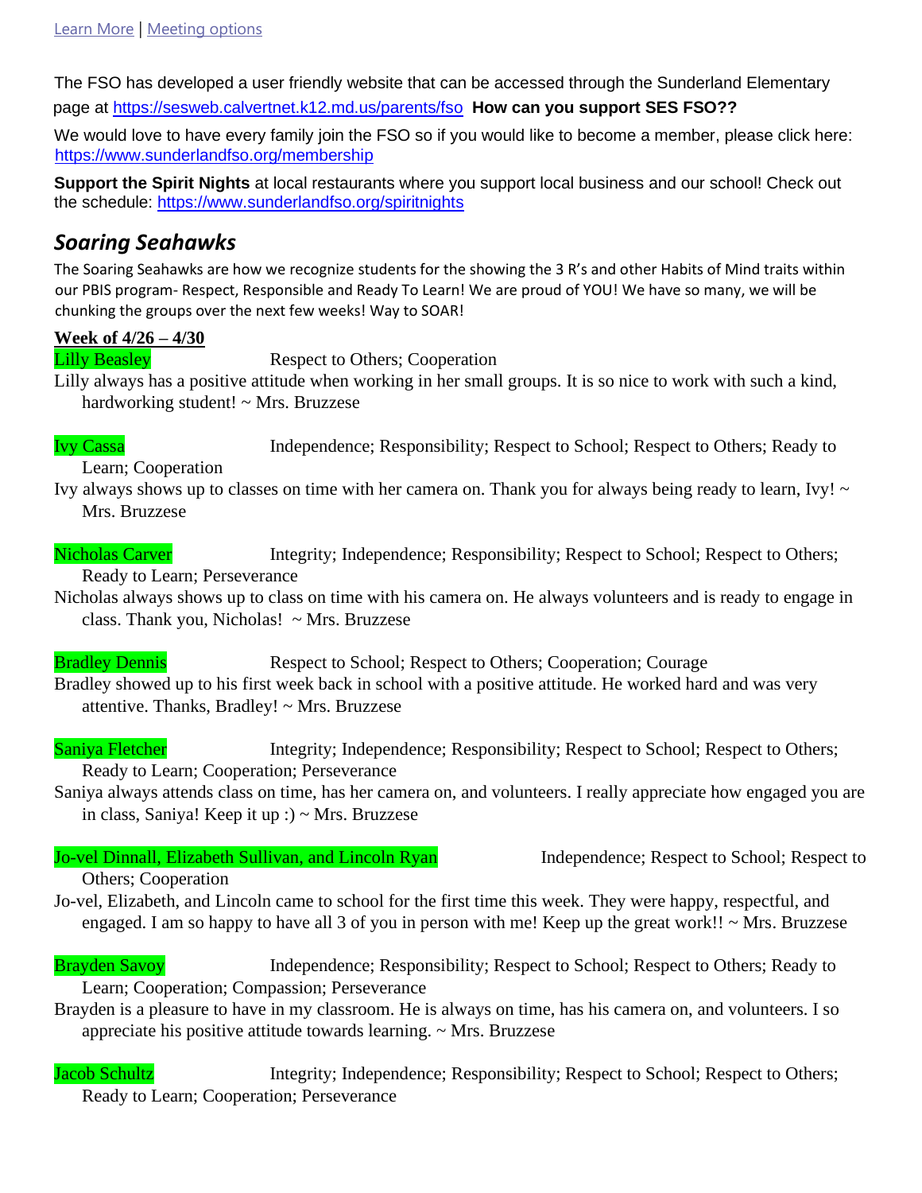[Learn More](#) | [Meeting options](#)

The FSO has developed a user friendly website that can be accessed through the Sunderland Elementary page at https://sesweb.calvertnet.k12.md.us/parents/fso **How can you support SES FSO??**

We would love to have every family join the FSO so if you would like to become a member, please click here: https://www.sunderlandfso.org/membership

**Support the Spirit Nights** at local restaurants where you support local business and our school! Check out the schedule: https://www.sunderlandfso.org/spiritnights

## *Soaring Seahawks*

The Soaring Seahawks are how we recognize students for the showing the 3 R's and other Habits of Mind traits within our PBIS program- Respect, Responsible and Ready To Learn! We are proud of YOU! We have so many, we will be chunking the groups over the next few weeks! Way to SOAR!

**Week of 4/26 – 4/30**

Lilly Beasley — Respect to Others; Cooperation
Lilly always has a positive attitude when working in her small groups. It is so nice to work with such a kind, hardworking student! ~ Mrs. Bruzzese

Ivy Cassa — Independence; Responsibility; Respect to School; Respect to Others; Ready to Learn; Cooperation
Ivy always shows up to classes on time with her camera on. Thank you for always being ready to learn, Ivy! ~ Mrs. Bruzzese

Nicholas Carver — Integrity; Independence; Responsibility; Respect to School; Respect to Others; Ready to Learn; Perseverance
Nicholas always shows up to class on time with his camera on. He always volunteers and is ready to engage in class. Thank you, Nicholas! ~ Mrs. Bruzzese

Bradley Dennis — Respect to School; Respect to Others; Cooperation; Courage
Bradley showed up to his first week back in school with a positive attitude. He worked hard and was very attentive. Thanks, Bradley! ~ Mrs. Bruzzese

Saniya Fletcher — Integrity; Independence; Responsibility; Respect to School; Respect to Others; Ready to Learn; Cooperation; Perseverance
Saniya always attends class on time, has her camera on, and volunteers. I really appreciate how engaged you are in class, Saniya! Keep it up :) ~ Mrs. Bruzzese

Jo-vel Dinnall, Elizabeth Sullivan, and Lincoln Ryan — Independence; Respect to School; Respect to Others; Cooperation
Jo-vel, Elizabeth, and Lincoln came to school for the first time this week. They were happy, respectful, and engaged. I am so happy to have all 3 of you in person with me! Keep up the great work!! ~ Mrs. Bruzzese

Brayden Savoy — Independence; Responsibility; Respect to School; Respect to Others; Ready to Learn; Cooperation; Compassion; Perseverance
Brayden is a pleasure to have in my classroom. He is always on time, has his camera on, and volunteers. I so appreciate his positive attitude towards learning. ~ Mrs. Bruzzese

Jacob Schultz — Integrity; Independence; Responsibility; Respect to School; Respect to Others; Ready to Learn; Cooperation; Perseverance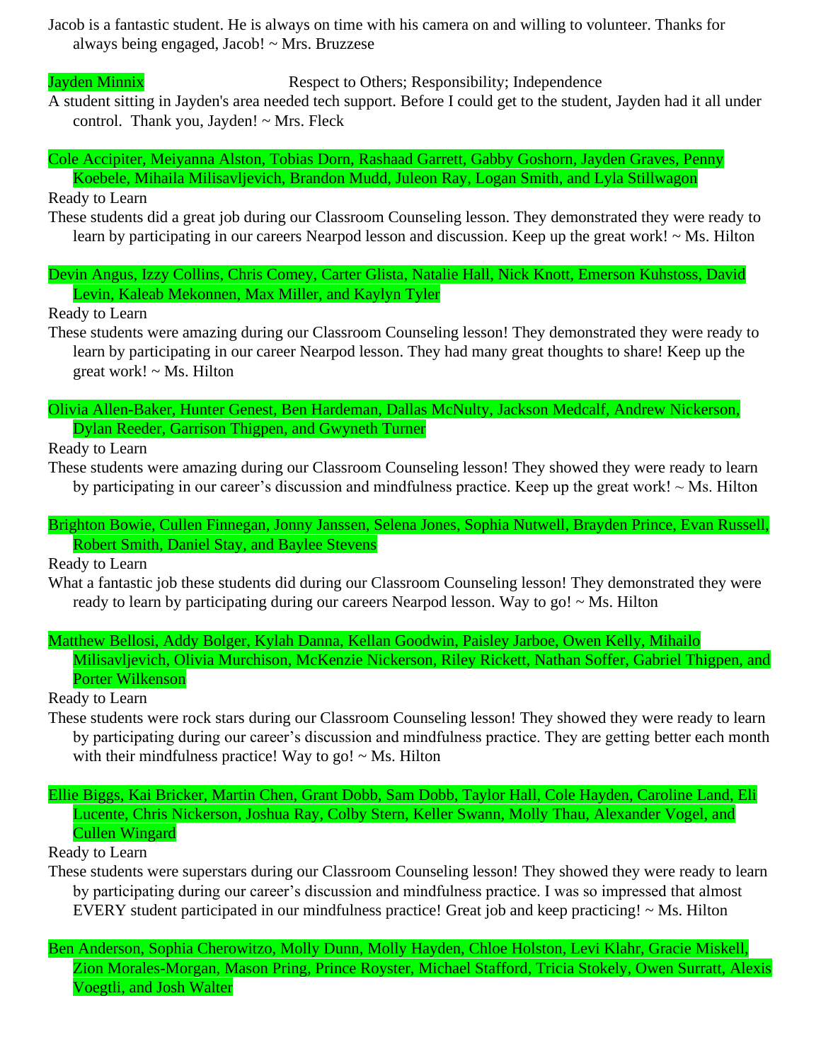Jacob is a fantastic student. He is always on time with his camera on and willing to volunteer. Thanks for always being engaged, Jacob! ~ Mrs. Bruzzese

Jayden Minnix                                        Respect to Others; Responsibility; Independence

A student sitting in Jayden's area needed tech support. Before I could get to the student, Jayden had it all under control. Thank you, Jayden! ~ Mrs. Fleck

Cole Accipiter, Meiyanna Alston, Tobias Dorn, Rashaad Garrett, Gabby Goshorn, Jayden Graves, Penny Koebele, Mihaila Milisavljevich, Brandon Mudd, Juleon Ray, Logan Smith, and Lyla Stillwagon

Ready to Learn

These students did a great job during our Classroom Counseling lesson. They demonstrated they were ready to learn by participating in our careers Nearpod lesson and discussion. Keep up the great work! ~ Ms. Hilton

Devin Angus, Izzy Collins, Chris Comey, Carter Glista, Natalie Hall, Nick Knott, Emerson Kuhstoss, David Levin, Kaleab Mekonnen, Max Miller, and Kaylyn Tyler

Ready to Learn

These students were amazing during our Classroom Counseling lesson! They demonstrated they were ready to learn by participating in our career Nearpod lesson. They had many great thoughts to share! Keep up the great work! ~ Ms. Hilton

Olivia Allen-Baker, Hunter Genest, Ben Hardeman, Dallas McNulty, Jackson Medcalf, Andrew Nickerson, Dylan Reeder, Garrison Thigpen, and Gwyneth Turner

Ready to Learn

These students were amazing during our Classroom Counseling lesson! They showed they were ready to learn by participating in our career's discussion and mindfulness practice. Keep up the great work! ~ Ms. Hilton

Brighton Bowie, Cullen Finnegan, Jonny Janssen, Selena Jones, Sophia Nutwell, Brayden Prince, Evan Russell, Robert Smith, Daniel Stay, and Baylee Stevens

Ready to Learn

What a fantastic job these students did during our Classroom Counseling lesson! They demonstrated they were ready to learn by participating during our careers Nearpod lesson. Way to go! ~ Ms. Hilton

Matthew Bellosi, Addy Bolger, Kylah Danna, Kellan Goodwin, Paisley Jarboe, Owen Kelly, Mihailo Milisavljevich, Olivia Murchison, McKenzie Nickerson, Riley Rickett, Nathan Soffer, Gabriel Thigpen, and Porter Wilkenson

Ready to Learn

These students were rock stars during our Classroom Counseling lesson! They showed they were ready to learn by participating during our career's discussion and mindfulness practice. They are getting better each month with their mindfulness practice! Way to go! ~ Ms. Hilton

Ellie Biggs, Kai Bricker, Martin Chen, Grant Dobb, Sam Dobb, Taylor Hall, Cole Hayden, Caroline Land, Eli Lucente, Chris Nickerson, Joshua Ray, Colby Stern, Keller Swann, Molly Thau, Alexander Vogel, and Cullen Wingard

Ready to Learn

These students were superstars during our Classroom Counseling lesson! They showed they were ready to learn by participating during our career's discussion and mindfulness practice. I was so impressed that almost EVERY student participated in our mindfulness practice! Great job and keep practicing! ~ Ms. Hilton

Ben Anderson, Sophia Cherowitzo, Molly Dunn, Molly Hayden, Chloe Holston, Levi Klahr, Gracie Miskell, Zion Morales-Morgan, Mason Pring, Prince Royster, Michael Stafford, Tricia Stokely, Owen Surratt, Alexis Voegtli, and Josh Walter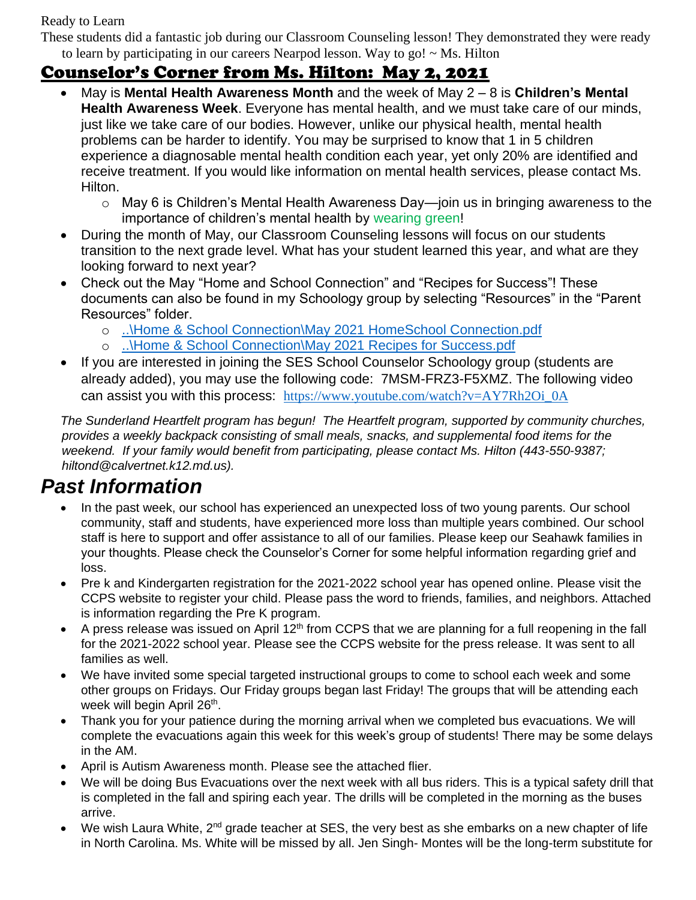Ready to Learn

These students did a fantastic job during our Classroom Counseling lesson! They demonstrated they were ready to learn by participating in our careers Nearpod lesson. Way to go! ~ Ms. Hilton

## Counselor's Corner from Ms. Hilton: May 2, 2021

- May is **Mental Health Awareness Month** and the week of May 2 – 8 is **Children's Mental Health Awareness Week**. Everyone has mental health, and we must take care of our minds, just like we take care of our bodies. However, unlike our physical health, mental health problems can be harder to identify. You may be surprised to know that 1 in 5 children experience a diagnosable mental health condition each year, yet only 20% are identified and receive treatment. If you would like information on mental health services, please contact Ms. Hilton.
  - May 6 is Children's Mental Health Awareness Day—join us in bringing awareness to the importance of children's mental health by wearing green!
- During the month of May, our Classroom Counseling lessons will focus on our students transition to the next grade level. What has your student learned this year, and what are they looking forward to next year?
- Check out the May "Home and School Connection" and "Recipes for Success"! These documents can also be found in my Schoology group by selecting "Resources" in the "Parent Resources" folder.
  - ..\Home & School Connection\May 2021 HomeSchool Connection.pdf
  - ..\Home & School Connection\May 2021 Recipes for Success.pdf
- If you are interested in joining the SES School Counselor Schoology group (students are already added), you may use the following code: 7MSM-FRZ3-F5XMZ. The following video can assist you with this process: https://www.youtube.com/watch?v=AY7Rh2Oi_0A

*The Sunderland Heartfelt program has begun! The Heartfelt program, supported by community churches, provides a weekly backpack consisting of small meals, snacks, and supplemental food items for the weekend. If your family would benefit from participating, please contact Ms. Hilton (443-550-9387; hiltond@calvertnet.k12.md.us).*

# *Past Information*

- In the past week, our school has experienced an unexpected loss of two young parents. Our school community, staff and students, have experienced more loss than multiple years combined. Our school staff is here to support and offer assistance to all of our families. Please keep our Seahawk families in your thoughts. Please check the Counselor's Corner for some helpful information regarding grief and loss.
- Pre k and Kindergarten registration for the 2021-2022 school year has opened online. Please visit the CCPS website to register your child. Please pass the word to friends, families, and neighbors. Attached is information regarding the Pre K program.
- A press release was issued on April 12th from CCPS that we are planning for a full reopening in the fall for the 2021-2022 school year. Please see the CCPS website for the press release. It was sent to all families as well.
- We have invited some special targeted instructional groups to come to school each week and some other groups on Fridays. Our Friday groups began last Friday! The groups that will be attending each week will begin April 26th.
- Thank you for your patience during the morning arrival when we completed bus evacuations. We will complete the evacuations again this week for this week's group of students! There may be some delays in the AM.
- April is Autism Awareness month. Please see the attached flier.
- We will be doing Bus Evacuations over the next week with all bus riders. This is a typical safety drill that is completed in the fall and spiring each year. The drills will be completed in the morning as the buses arrive.
- We wish Laura White, 2nd grade teacher at SES, the very best as she embarks on a new chapter of life in North Carolina. Ms. White will be missed by all. Jen Singh- Montes will be the long-term substitute for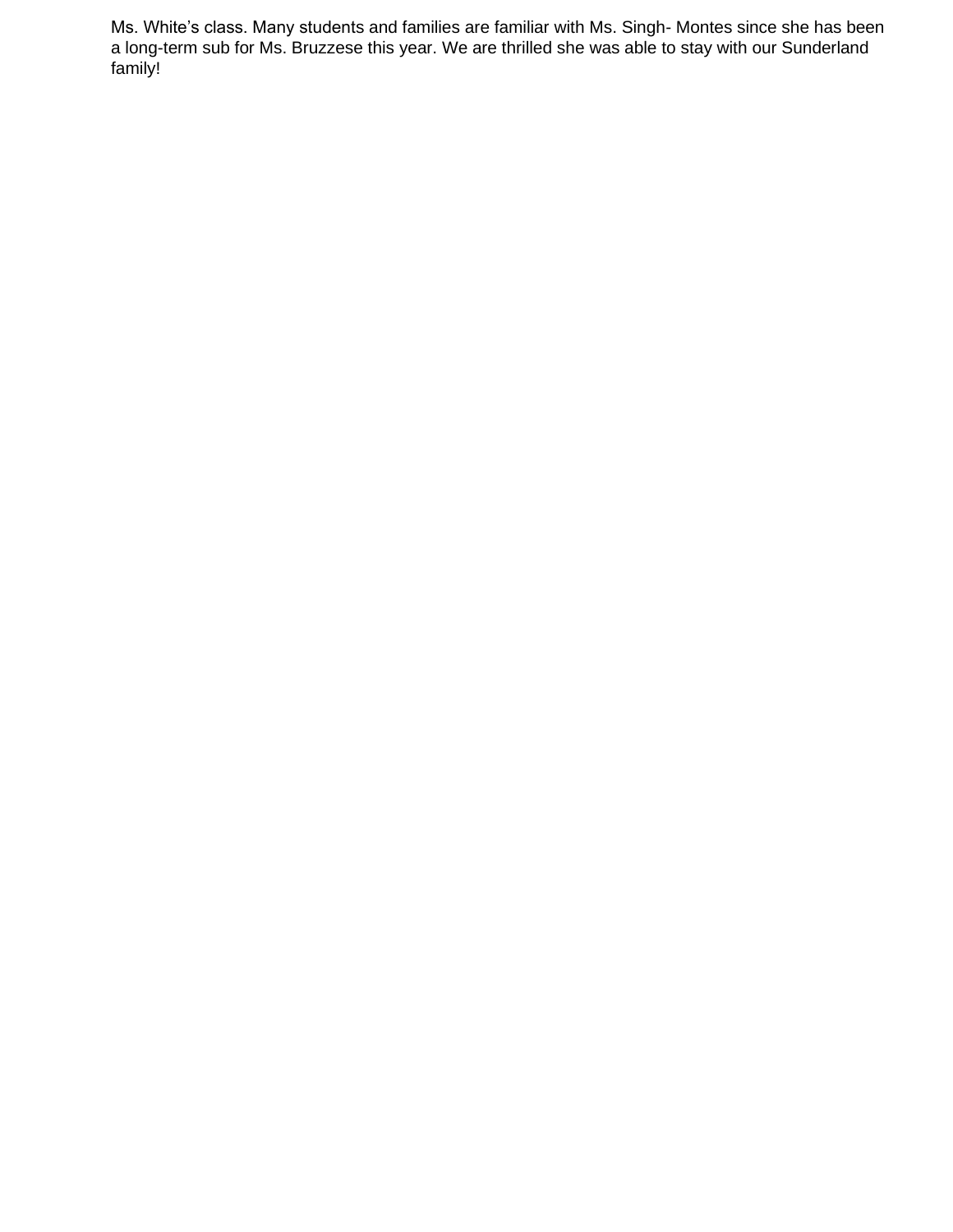Ms. White’s class. Many students and families are familiar with Ms. Singh- Montes since she has been a long-term sub for Ms. Bruzzese this year. We are thrilled she was able to stay with our Sunderland family!